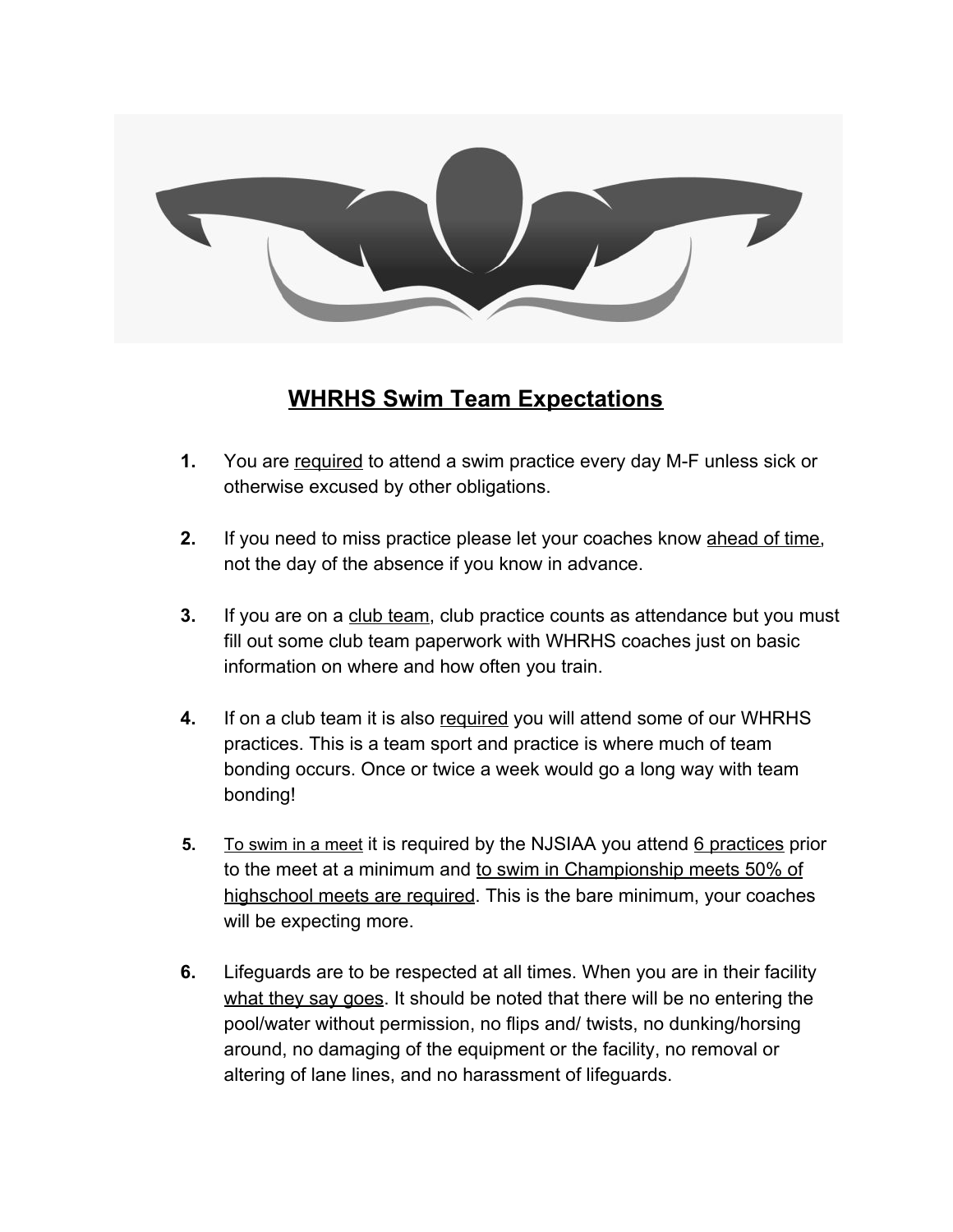# WHRHS Swim Team Expectations

1. You are required to attend a swim practice every day M-F unless sick or otherwise excused by other obligations.

2. If you need to miss practice please let your coaches know ahead of time, not the day of the absence if you know in advance.

3. If you are on a club team, club practice counts as attendance but you must fill out some club team paperwork with WHRHS coaches just on basic information on where and how often you train.

4. If on a club team it is also required you will attend some of our WHRHS practices. This is a team sport and practice is where much of team bonding occurs. Once or twice a week would go a long way with team bonding!

5. To swim in a meet it is required by the NJSIAA you attend 6 practices prior to the meet at a minimum and to swim in Championship meets 50% of highschool meets are required. This is the bare minimum, your coaches will be expecting more.

6. Lifeguards are to be respected at all times. When you are in their facility what they say goes. It should be noted that there will be no entering the pool/water without permission, no flips and/ twists, no dunking/horsing around, no damaging of the equipment or the facility, no removal or altering of lane lines, and no harassment of lifeguards.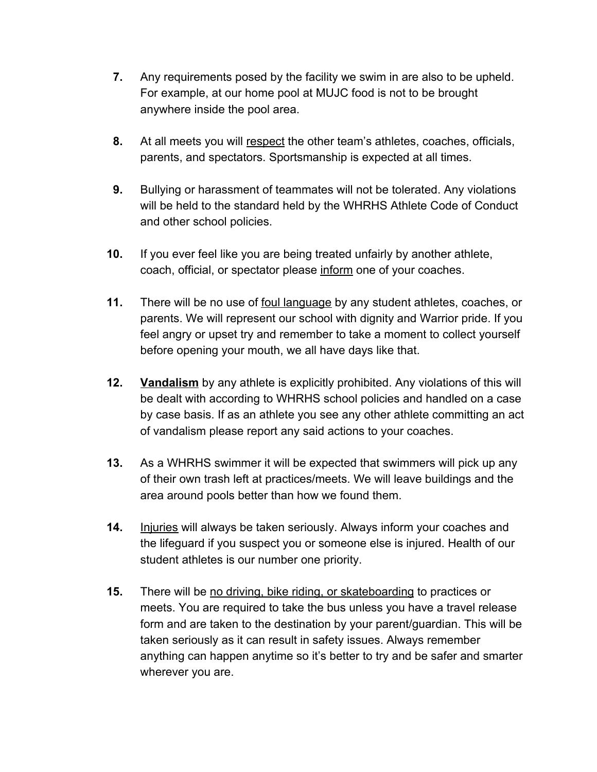7. Any requirements posed by the facility we swim in are also to be upheld. For example, at our home pool at MUJC food is not to be brought anywhere inside the pool area.

8. At all meets you will <u>respect</u> the other team's athletes, coaches, officials, parents, and spectators. Sportsmanship is expected at all times.

9. Bullying or harassment of teammates will not be tolerated. Any violations will be held to the standard held by the WHRHS Athlete Code of Conduct and other school policies.

10. If you ever feel like you are being treated unfairly by another athlete, coach, official, or spectator please <u>inform</u> one of your coaches.

11. There will be no use of <u>foul language</u> by any student athletes, coaches, or parents. We will represent our school with dignity and Warrior pride. If you feel angry or upset try and remember to take a moment to collect yourself before opening your mouth, we all have days like that.

12. **<u>Vandalism</u>** by any athlete is explicitly prohibited. Any violations of this will be dealt with according to WHRHS school policies and handled on a case by case basis. If as an athlete you see any other athlete committing an act of vandalism please report any said actions to your coaches.

13. As a WHRHS swimmer it will be expected that swimmers will pick up any of their own trash left at practices/meets. We will leave buildings and the area around pools better than how we found them.

14. <u>Injuries</u> will always be taken seriously. Always inform your coaches and the lifeguard if you suspect you or someone else is injured. Health of our student athletes is our number one priority.

15. There will be <u>no driving, bike riding, or skateboarding</u> to practices or meets. You are required to take the bus unless you have a travel release form and are taken to the destination by your parent/guardian. This will be taken seriously as it can result in safety issues. Always remember anything can happen anytime so it's better to try and be safer and smarter wherever you are.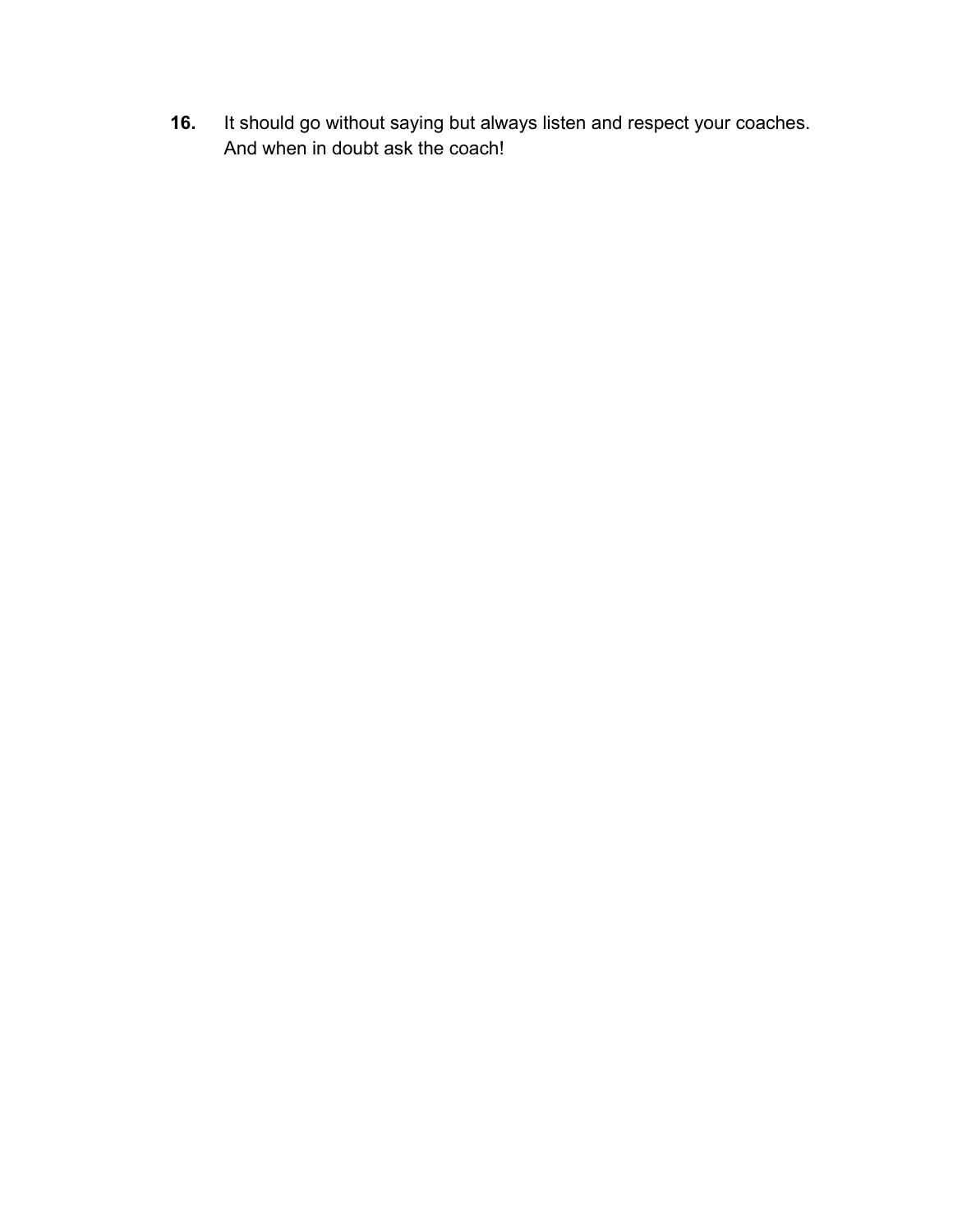**16.** It should go without saying but always listen and respect your coaches. And when in doubt ask the coach!